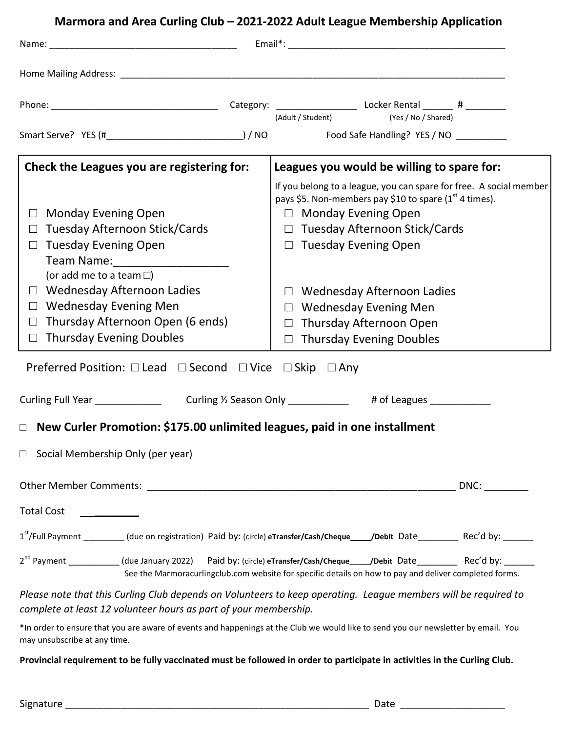# Marmora and Area Curling Club – 2021-2022 Adult League Membership Application

Name: ___________________________________ Email*: ________________________________________

Home Mailing Address: ___________________________________________________________________________

Phone: ________________________________ Category: _______________ Locker Rental ______ # ________
(Adult / Student) (Yes / No / Shared)

Smart Serve? YES (#__________________________) / NO Food Safe Handling? YES / NO __________

| Check the Leagues you are registering for: | Leagues you would be willing to spare for: |
|---|---|
| | If you belong to a league, you can spare for free. A social member pays $5. Non-members pay $10 to spare (1st 4 times). |
| ☐ Monday Evening Open | ☐ Monday Evening Open |
| ☐ Tuesday Afternoon Stick/Cards | ☐ Tuesday Afternoon Stick/Cards |
| ☐ Tuesday Evening Open<br>Team Name:_________________<br>(or add me to a team ☐) | ☐ Tuesday Evening Open |
| ☐ Wednesday Afternoon Ladies | ☐ Wednesday Afternoon Ladies |
| ☐ Wednesday Evening Men | ☐ Wednesday Evening Men |
| ☐ Thursday Afternoon Open (6 ends) | ☐ Thursday Afternoon Open |
| ☐ Thursday Evening Doubles | ☐ Thursday Evening Doubles |

Preferred Position: ☐ Lead ☐ Second ☐ Vice ☐ Skip ☐ Any

Curling Full Year ____________ Curling ½ Season Only ___________ # of Leagues ___________

☐ **New Curler Promotion: $175.00 unlimited leagues, paid in one installment**

☐ Social Membership Only (per year)

Other Member Comments: _________________________________________________________ DNC: ________

Total Cost ________

1st/Full Payment ________ (due on registration) Paid by: (circle) **eTransfer/Cash/Cheque_____/Debit** Date________ Rec'd by: ______

2nd Payment __________ (due January 2022) Paid by: (circle) **eTransfer/Cash/Cheque_____/Debit** Date________ Rec'd by: ______

See the Marmoracurlingclub.com website for specific details on how to pay and deliver completed forms.

*Please note that this Curling Club depends on Volunteers to keep operating. League members will be required to complete at least 12 volunteer hours as part of your membership.*

*In order to ensure that you are aware of events and happenings at the Club we would like to send you our newsletter by email. You may unsubscribe at any time.

**Provincial requirement to be fully vaccinated must be followed in order to participate in activities in the Curling Club.**

Signature _________________________________________________________ Date ___________________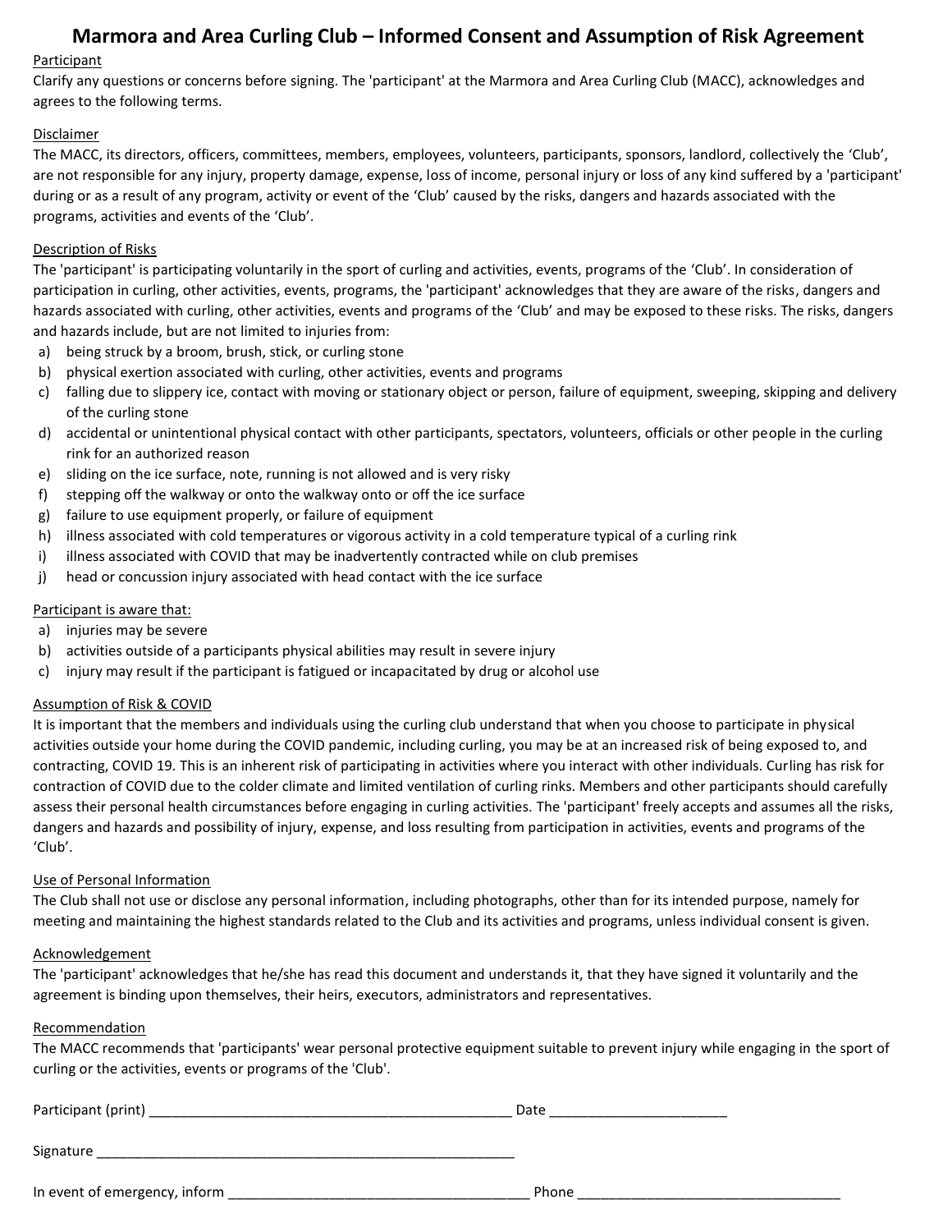# Marmora and Area Curling Club – Informed Consent and Assumption of Risk Agreement

Participant

Clarify any questions or concerns before signing. The 'participant' at the Marmora and Area Curling Club (MACC), acknowledges and agrees to the following terms.

Disclaimer

The MACC, its directors, officers, committees, members, employees, volunteers, participants, sponsors, landlord, collectively the 'Club', are not responsible for any injury, property damage, expense, loss of income, personal injury or loss of any kind suffered by a 'participant' during or as a result of any program, activity or event of the 'Club' caused by the risks, dangers and hazards associated with the programs, activities and events of the 'Club'.

Description of Risks

The 'participant' is participating voluntarily in the sport of curling and activities, events, programs of the 'Club'. In consideration of participation in curling, other activities, events, programs, the 'participant' acknowledges that they are aware of the risks, dangers and hazards associated with curling, other activities, events and programs of the 'Club' and may be exposed to these risks. The risks, dangers and hazards include, but are not limited to injuries from:

a) being struck by a broom, brush, stick, or curling stone
b) physical exertion associated with curling, other activities, events and programs
c) falling due to slippery ice, contact with moving or stationary object or person, failure of equipment, sweeping, skipping and delivery of the curling stone
d) accidental or unintentional physical contact with other participants, spectators, volunteers, officials or other people in the curling rink for an authorized reason
e) sliding on the ice surface, note, running is not allowed and is very risky
f) stepping off the walkway or onto the walkway onto or off the ice surface
g) failure to use equipment properly, or failure of equipment
h) illness associated with cold temperatures or vigorous activity in a cold temperature typical of a curling rink
i) illness associated with COVID that may be inadvertently contracted while on club premises
j) head or concussion injury associated with head contact with the ice surface

Participant is aware that:

a) injuries may be severe
b) activities outside of a participants physical abilities may result in severe injury
c) injury may result if the participant is fatigued or incapacitated by drug or alcohol use

Assumption of Risk & COVID

It is important that the members and individuals using the curling club understand that when you choose to participate in physical activities outside your home during the COVID pandemic, including curling, you may be at an increased risk of being exposed to, and contracting, COVID 19. This is an inherent risk of participating in activities where you interact with other individuals. Curling has risk for contraction of COVID due to the colder climate and limited ventilation of curling rinks. Members and other participants should carefully assess their personal health circumstances before engaging in curling activities. The 'participant' freely accepts and assumes all the risks, dangers and hazards and possibility of injury, expense, and loss resulting from participation in activities, events and programs of the 'Club'.

Use of Personal Information

The Club shall not use or disclose any personal information, including photographs, other than for its intended purpose, namely for meeting and maintaining the highest standards related to the Club and its activities and programs, unless individual consent is given.

Acknowledgement

The 'participant' acknowledges that he/she has read this document and understands it, that they have signed it voluntarily and the agreement is binding upon themselves, their heirs, executors, administrators and representatives.

Recommendation

The MACC recommends that 'participants' wear personal protective equipment suitable to prevent injury while engaging in the sport of curling or the activities, events or programs of the 'Club'.

Participant (print) ______________________________________________ Date ______________________

Signature ______________________________________________________

In event of emergency, inform ______________________________________ Phone __________________________________